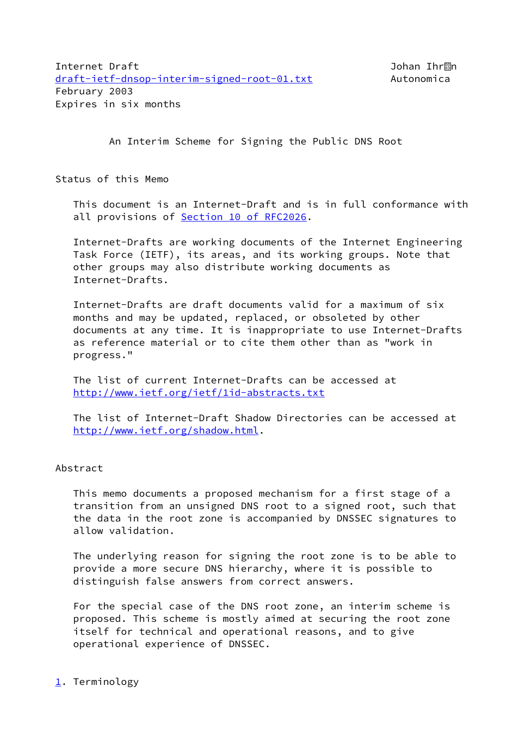Internet Draft                                              Johan Ihrén
draft-ietf-dnsop-interim-signed-root-01.txt                 Autonomica
February 2003
Expires in six months

# An Interim Scheme for Signing the Public DNS Root

## Status of this Memo

This document is an Internet-Draft and is in full conformance with all provisions of Section 10 of RFC2026.

Internet-Drafts are working documents of the Internet Engineering Task Force (IETF), its areas, and its working groups. Note that other groups may also distribute working documents as Internet-Drafts.

Internet-Drafts are draft documents valid for a maximum of six months and may be updated, replaced, or obsoleted by other documents at any time. It is inappropriate to use Internet-Drafts as reference material or to cite them other than as "work in progress."

The list of current Internet-Drafts can be accessed at http://www.ietf.org/ietf/1id-abstracts.txt

The list of Internet-Draft Shadow Directories can be accessed at http://www.ietf.org/shadow.html.

## Abstract

This memo documents a proposed mechanism for a first stage of a transition from an unsigned DNS root to a signed root, such that the data in the root zone is accompanied by DNSSEC signatures to allow validation.

The underlying reason for signing the root zone is to be able to provide a more secure DNS hierarchy, where it is possible to distinguish false answers from correct answers.

For the special case of the DNS root zone, an interim scheme is proposed. This scheme is mostly aimed at securing the root zone itself for technical and operational reasons, and to give operational experience of DNSSEC.

## 1. Terminology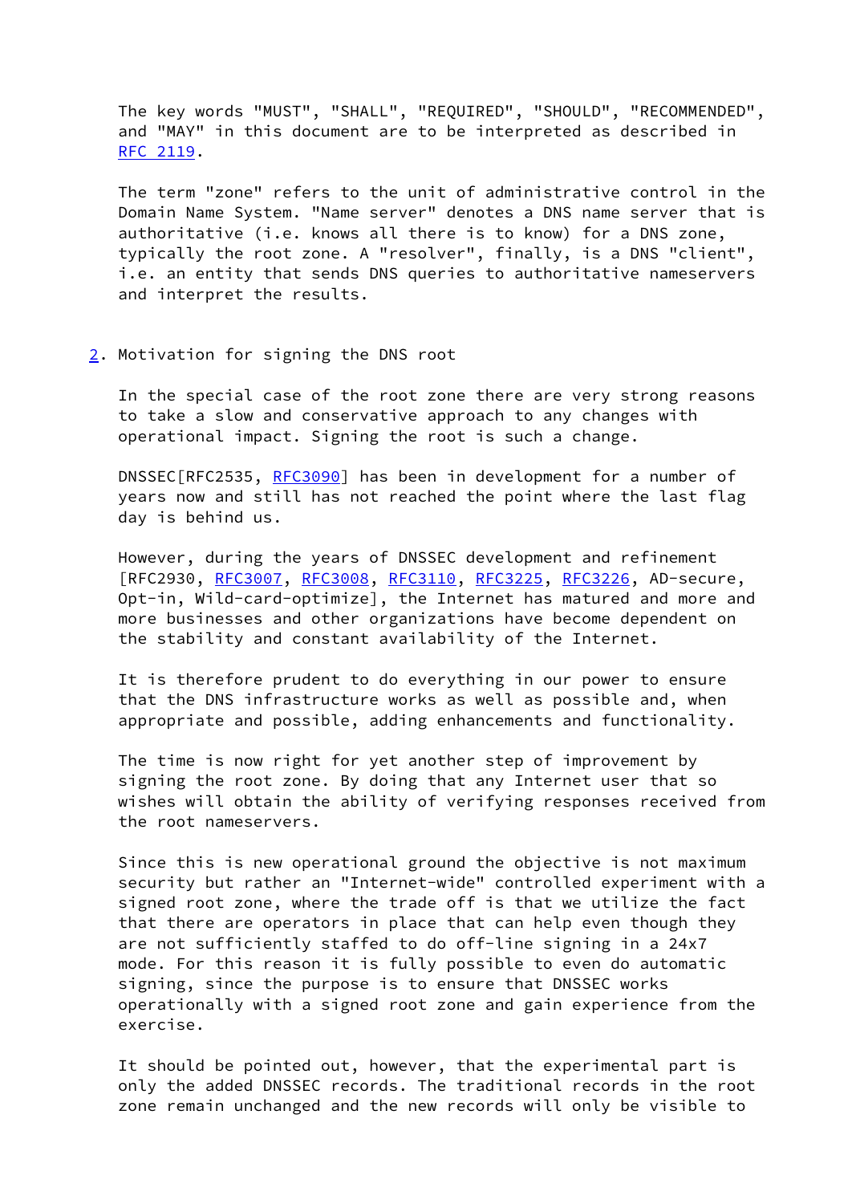The key words "MUST", "SHALL", "REQUIRED", "SHOULD", "RECOMMENDED", and "MAY" in this document are to be interpreted as described in RFC 2119.

The term "zone" refers to the unit of administrative control in the Domain Name System. "Name server" denotes a DNS name server that is authoritative (i.e. knows all there is to know) for a DNS zone, typically the root zone. A "resolver", finally, is a DNS "client", i.e. an entity that sends DNS queries to authoritative nameservers and interpret the results.

## 2. Motivation for signing the DNS root

In the special case of the root zone there are very strong reasons to take a slow and conservative approach to any changes with operational impact. Signing the root is such a change.

DNSSEC[RFC2535, RFC3090] has been in development for a number of years now and still has not reached the point where the last flag day is behind us.

However, during the years of DNSSEC development and refinement [RFC2930, RFC3007, RFC3008, RFC3110, RFC3225, RFC3226, AD-secure, Opt-in, Wild-card-optimize], the Internet has matured and more and more businesses and other organizations have become dependent on the stability and constant availability of the Internet.

It is therefore prudent to do everything in our power to ensure that the DNS infrastructure works as well as possible and, when appropriate and possible, adding enhancements and functionality.

The time is now right for yet another step of improvement by signing the root zone. By doing that any Internet user that so wishes will obtain the ability of verifying responses received from the root nameservers.

Since this is new operational ground the objective is not maximum security but rather an "Internet-wide" controlled experiment with a signed root zone, where the trade off is that we utilize the fact that there are operators in place that can help even though they are not sufficiently staffed to do off-line signing in a 24x7 mode. For this reason it is fully possible to even do automatic signing, since the purpose is to ensure that DNSSEC works operationally with a signed root zone and gain experience from the exercise.

It should be pointed out, however, that the experimental part is only the added DNSSEC records. The traditional records in the root zone remain unchanged and the new records will only be visible to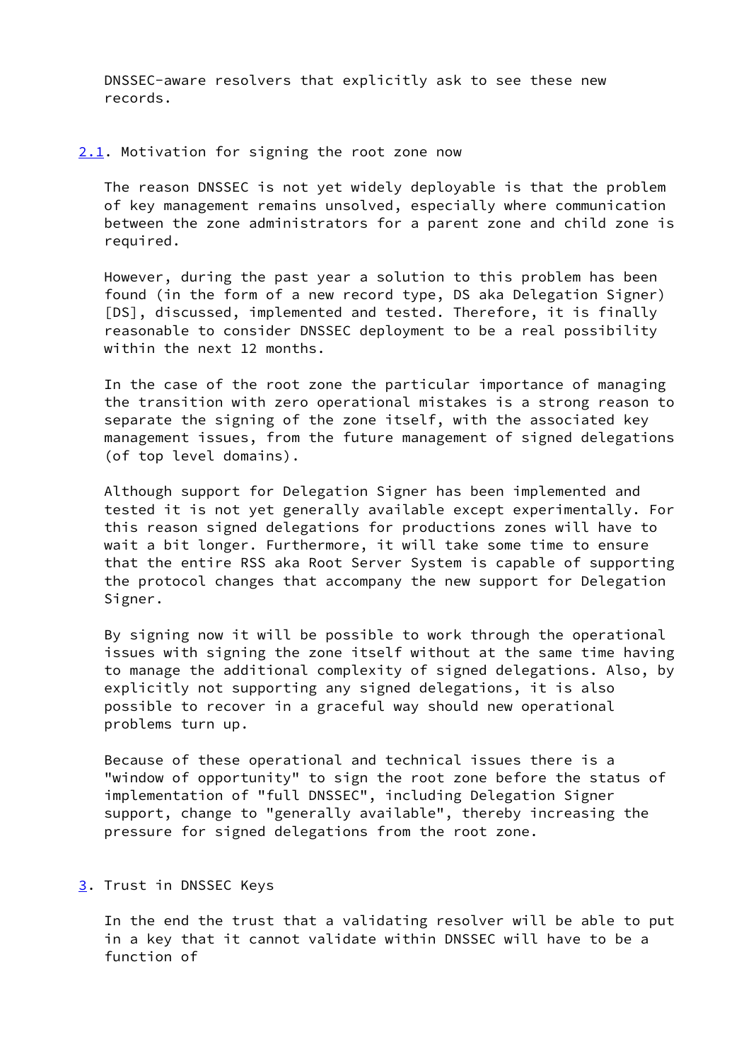DNSSEC-aware resolvers that explicitly ask to see these new records.

## 2.1. Motivation for signing the root zone now

The reason DNSSEC is not yet widely deployable is that the problem of key management remains unsolved, especially where communication between the zone administrators for a parent zone and child zone is required.

However, during the past year a solution to this problem has been found (in the form of a new record type, DS aka Delegation Signer) [DS], discussed, implemented and tested. Therefore, it is finally reasonable to consider DNSSEC deployment to be a real possibility within the next 12 months.

In the case of the root zone the particular importance of managing the transition with zero operational mistakes is a strong reason to separate the signing of the zone itself, with the associated key management issues, from the future management of signed delegations (of top level domains).

Although support for Delegation Signer has been implemented and tested it is not yet generally available except experimentally. For this reason signed delegations for productions zones will have to wait a bit longer. Furthermore, it will take some time to ensure that the entire RSS aka Root Server System is capable of supporting the protocol changes that accompany the new support for Delegation Signer.

By signing now it will be possible to work through the operational issues with signing the zone itself without at the same time having to manage the additional complexity of signed delegations. Also, by explicitly not supporting any signed delegations, it is also possible to recover in a graceful way should new operational problems turn up.

Because of these operational and technical issues there is a "window of opportunity" to sign the root zone before the status of implementation of "full DNSSEC", including Delegation Signer support, change to "generally available", thereby increasing the pressure for signed delegations from the root zone.

# 3. Trust in DNSSEC Keys

In the end the trust that a validating resolver will be able to put in a key that it cannot validate within DNSSEC will have to be a function of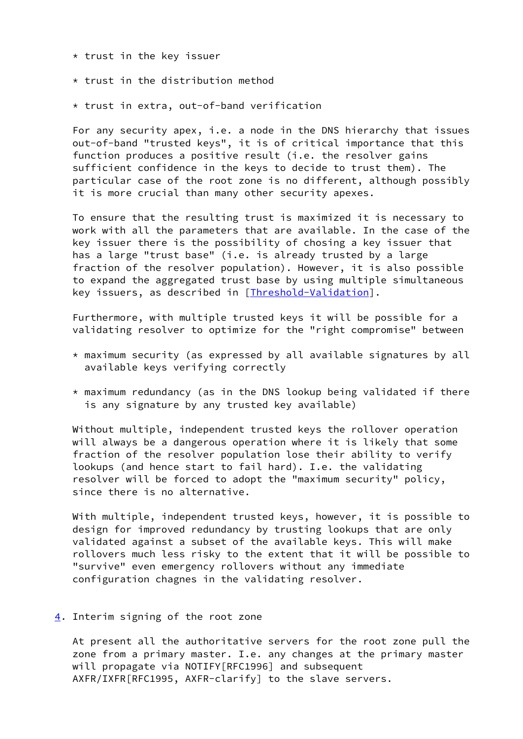* trust in the key issuer
* trust in the distribution method
* trust in extra, out-of-band verification

For any security apex, i.e. a node in the DNS hierarchy that issues out-of-band "trusted keys", it is of critical importance that this function produces a positive result (i.e. the resolver gains sufficient confidence in the keys to decide to trust them). The particular case of the root zone is no different, although possibly it is more crucial than many other security apexes.

To ensure that the resulting trust is maximized it is necessary to work with all the parameters that are available. In the case of the key issuer there is the possibility of chosing a key issuer that has a large "trust base" (i.e. is already trusted by a large fraction of the resolver population). However, it is also possible to expand the aggregated trust base by using multiple simultaneous key issuers, as described in [Threshold-Validation].

Furthermore, with multiple trusted keys it will be possible for a validating resolver to optimize for the "right compromise" between

* maximum security (as expressed by all available signatures by all available keys verifying correctly
* maximum redundancy (as in the DNS lookup being validated if there is any signature by any trusted key available)

Without multiple, independent trusted keys the rollover operation will always be a dangerous operation where it is likely that some fraction of the resolver population lose their ability to verify lookups (and hence start to fail hard). I.e. the validating resolver will be forced to adopt the "maximum security" policy, since there is no alternative.

With multiple, independent trusted keys, however, it is possible to design for improved redundancy by trusting lookups that are only validated against a subset of the available keys. This will make rollovers much less risky to the extent that it will be possible to "survive" even emergency rollovers without any immediate configuration chagnes in the validating resolver.

## 4. Interim signing of the root zone

At present all the authoritative servers for the root zone pull the zone from a primary master. I.e. any changes at the primary master will propagate via NOTIFY[RFC1996] and subsequent AXFR/IXFR[RFC1995, AXFR-clarify] to the slave servers.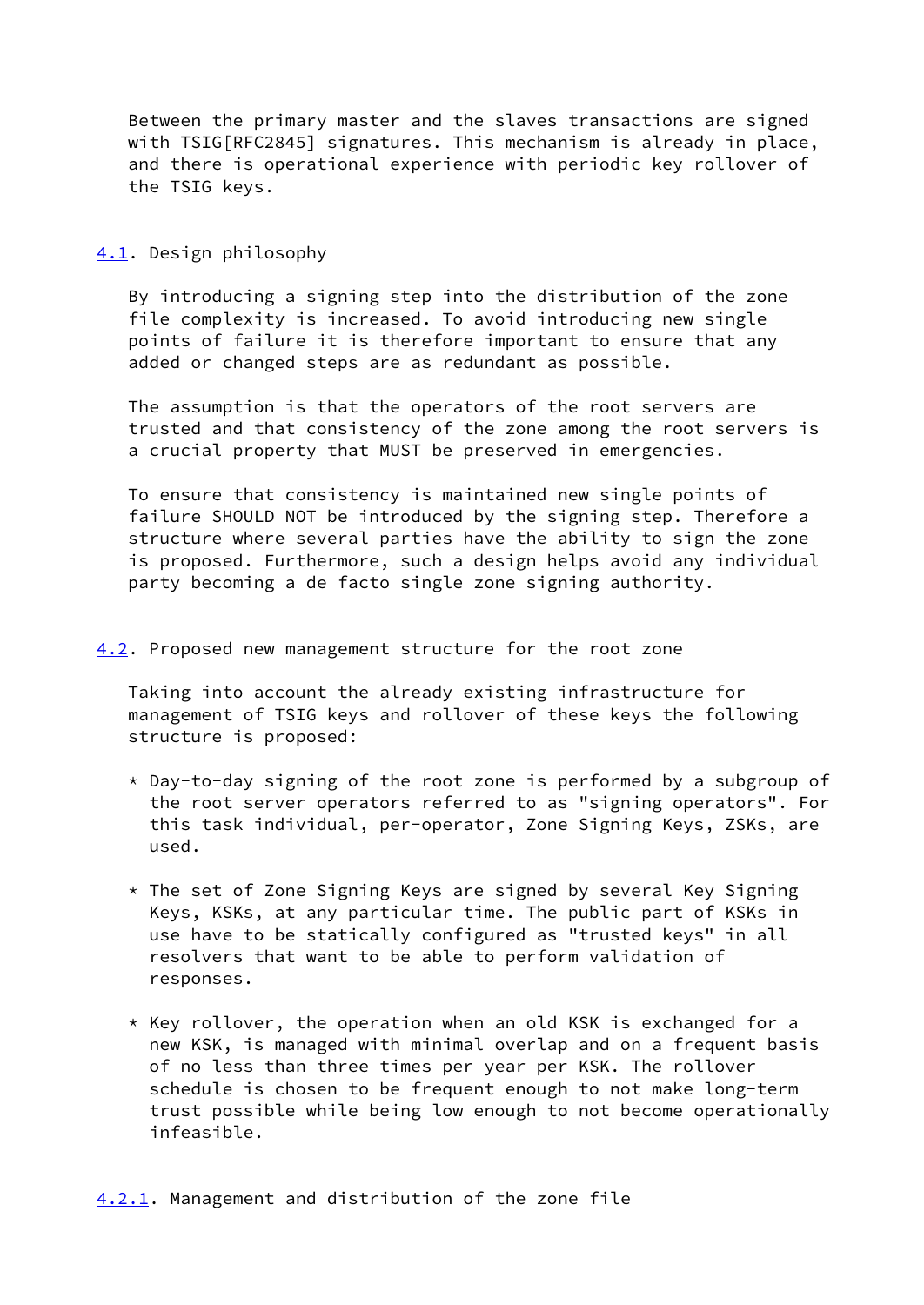Between the primary master and the slaves transactions are signed with TSIG[RFC2845] signatures. This mechanism is already in place, and there is operational experience with periodic key rollover of the TSIG keys.

### 4.1. Design philosophy

By introducing a signing step into the distribution of the zone file complexity is increased. To avoid introducing new single points of failure it is therefore important to ensure that any added or changed steps are as redundant as possible.

The assumption is that the operators of the root servers are trusted and that consistency of the zone among the root servers is a crucial property that MUST be preserved in emergencies.

To ensure that consistency is maintained new single points of failure SHOULD NOT be introduced by the signing step. Therefore a structure where several parties have the ability to sign the zone is proposed. Furthermore, such a design helps avoid any individual party becoming a de facto single zone signing authority.

### 4.2. Proposed new management structure for the root zone

Taking into account the already existing infrastructure for management of TSIG keys and rollover of these keys the following structure is proposed:

* Day-to-day signing of the root zone is performed by a subgroup of the root server operators referred to as "signing operators". For this task individual, per-operator, Zone Signing Keys, ZSKs, are used.

* The set of Zone Signing Keys are signed by several Key Signing Keys, KSKs, at any particular time. The public part of KSKs in use have to be statically configured as "trusted keys" in all resolvers that want to be able to perform validation of responses.

* Key rollover, the operation when an old KSK is exchanged for a new KSK, is managed with minimal overlap and on a frequent basis of no less than three times per year per KSK. The rollover schedule is chosen to be frequent enough to not make long-term trust possible while being low enough to not become operationally infeasible.

#### 4.2.1. Management and distribution of the zone file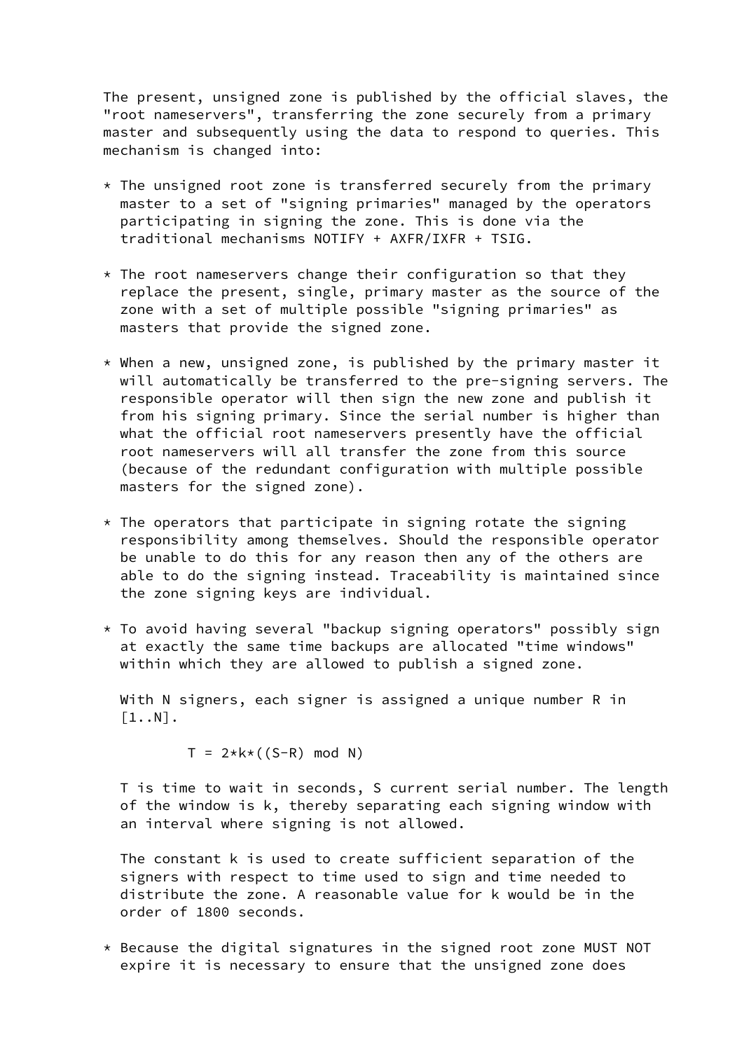The present, unsigned zone is published by the official slaves, the "root nameservers", transferring the zone securely from a primary master and subsequently using the data to respond to queries. This mechanism is changed into:

* The unsigned root zone is transferred securely from the primary master to a set of "signing primaries" managed by the operators participating in signing the zone. This is done via the traditional mechanisms NOTIFY + AXFR/IXFR + TSIG.

* The root nameservers change their configuration so that they replace the present, single, primary master as the source of the zone with a set of multiple possible "signing primaries" as masters that provide the signed zone.

* When a new, unsigned zone, is published by the primary master it will automatically be transferred to the pre-signing servers. The responsible operator will then sign the new zone and publish it from his signing primary. Since the serial number is higher than what the official root nameservers presently have the official root nameservers will all transfer the zone from this source (because of the redundant configuration with multiple possible masters for the signed zone).

* The operators that participate in signing rotate the signing responsibility among themselves. Should the responsible operator be unable to do this for any reason then any of the others are able to do the signing instead. Traceability is maintained since the zone signing keys are individual.

* To avoid having several "backup signing operators" possibly sign at exactly the same time backups are allocated "time windows" within which they are allowed to publish a signed zone.

  With N signers, each signer is assigned a unique number R in [1..N].

  $$T = 2 \cdot k \cdot ((S-R) \bmod N)$$

  T is time to wait in seconds, S current serial number. The length of the window is k, thereby separating each signing window with an interval where signing is not allowed.

  The constant k is used to create sufficient separation of the signers with respect to time used to sign and time needed to distribute the zone. A reasonable value for k would be in the order of 1800 seconds.

* Because the digital signatures in the signed root zone MUST NOT expire it is necessary to ensure that the unsigned zone does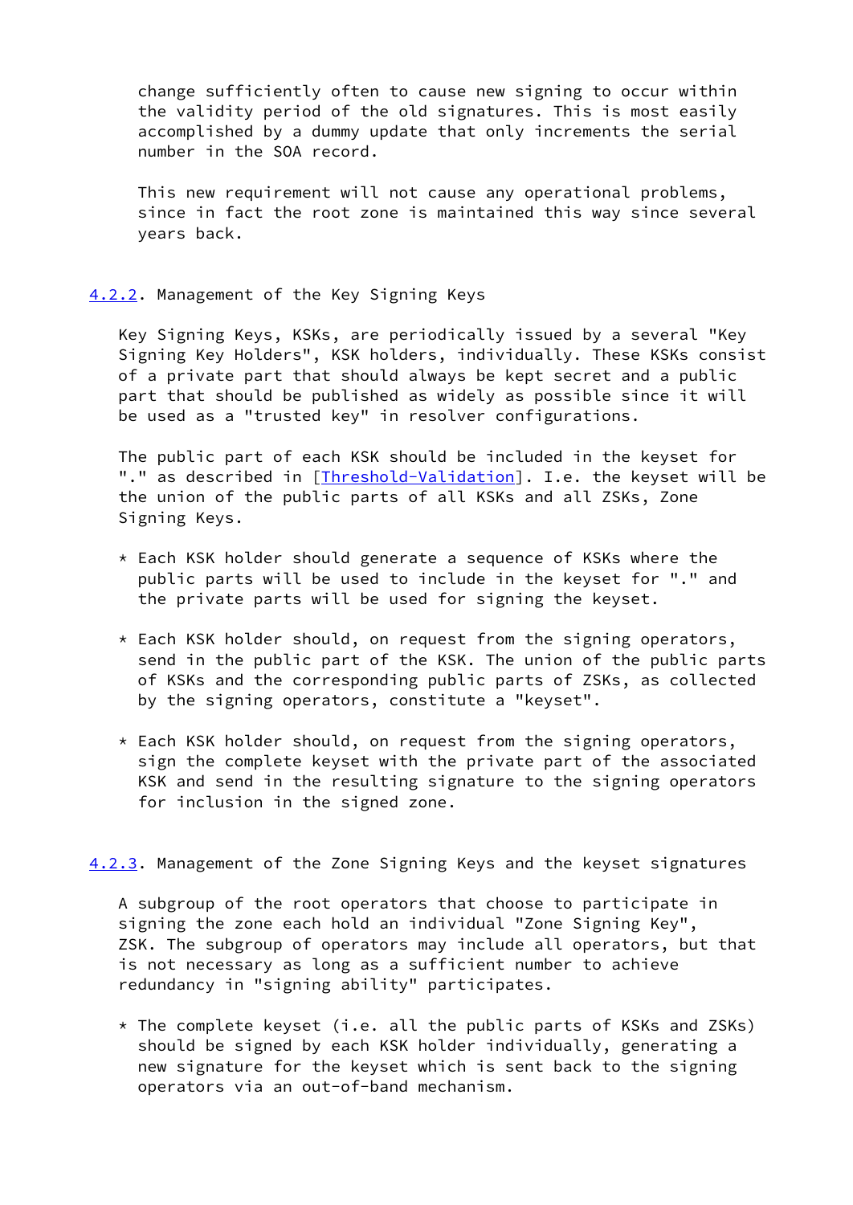change sufficiently often to cause new signing to occur within the validity period of the old signatures. This is most easily accomplished by a dummy update that only increments the serial number in the SOA record.

This new requirement will not cause any operational problems, since in fact the root zone is maintained this way since several years back.

### 4.2.2. Management of the Key Signing Keys

Key Signing Keys, KSKs, are periodically issued by a several "Key Signing Key Holders", KSK holders, individually. These KSKs consist of a private part that should always be kept secret and a public part that should be published as widely as possible since it will be used as a "trusted key" in resolver configurations.

The public part of each KSK should be included in the keyset for "." as described in [Threshold-Validation]. I.e. the keyset will be the union of the public parts of all KSKs and all ZSKs, Zone Signing Keys.

* Each KSK holder should generate a sequence of KSKs where the public parts will be used to include in the keyset for "." and the private parts will be used for signing the keyset.

* Each KSK holder should, on request from the signing operators, send in the public part of the KSK. The union of the public parts of KSKs and the corresponding public parts of ZSKs, as collected by the signing operators, constitute a "keyset".

* Each KSK holder should, on request from the signing operators, sign the complete keyset with the private part of the associated KSK and send in the resulting signature to the signing operators for inclusion in the signed zone.

### 4.2.3. Management of the Zone Signing Keys and the keyset signatures

A subgroup of the root operators that choose to participate in signing the zone each hold an individual "Zone Signing Key", ZSK. The subgroup of operators may include all operators, but that is not necessary as long as a sufficient number to achieve redundancy in "signing ability" participates.

* The complete keyset (i.e. all the public parts of KSKs and ZSKs) should be signed by each KSK holder individually, generating a new signature for the keyset which is sent back to the signing operators via an out-of-band mechanism.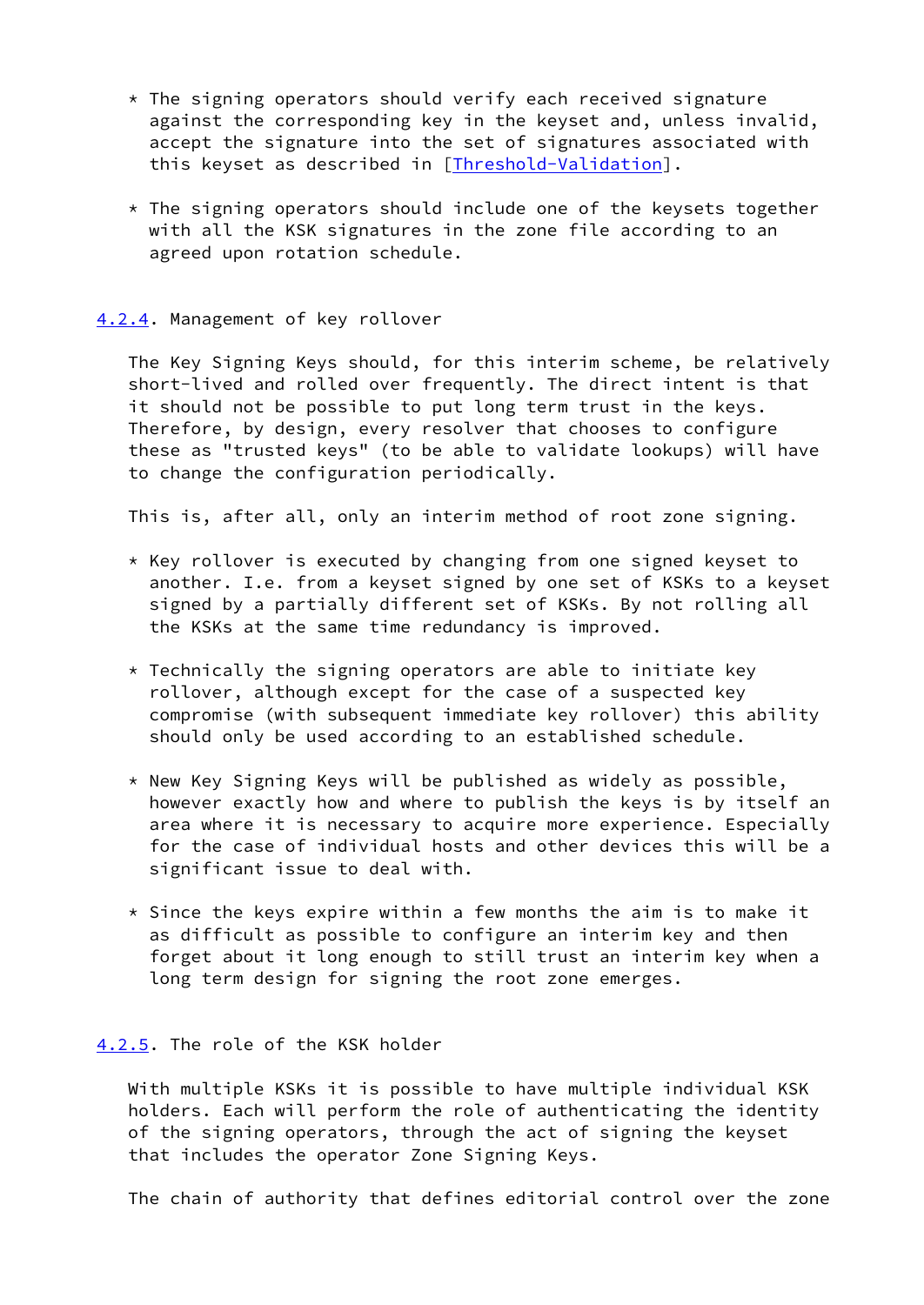* The signing operators should verify each received signature against the corresponding key in the keyset and, unless invalid, accept the signature into the set of signatures associated with this keyset as described in [Threshold-Validation].

* The signing operators should include one of the keysets together with all the KSK signatures in the zone file according to an agreed upon rotation schedule.

#### 4.2.4. Management of key rollover

The Key Signing Keys should, for this interim scheme, be relatively short-lived and rolled over frequently. The direct intent is that it should not be possible to put long term trust in the keys. Therefore, by design, every resolver that chooses to configure these as "trusted keys" (to be able to validate lookups) will have to change the configuration periodically.

This is, after all, only an interim method of root zone signing.

* Key rollover is executed by changing from one signed keyset to another. I.e. from a keyset signed by one set of KSKs to a keyset signed by a partially different set of KSKs. By not rolling all the KSKs at the same time redundancy is improved.

* Technically the signing operators are able to initiate key rollover, although except for the case of a suspected key compromise (with subsequent immediate key rollover) this ability should only be used according to an established schedule.

* New Key Signing Keys will be published as widely as possible, however exactly how and where to publish the keys is by itself an area where it is necessary to acquire more experience. Especially for the case of individual hosts and other devices this will be a significant issue to deal with.

* Since the keys expire within a few months the aim is to make it as difficult as possible to configure an interim key and then forget about it long enough to still trust an interim key when a long term design for signing the root zone emerges.

#### 4.2.5. The role of the KSK holder

With multiple KSKs it is possible to have multiple individual KSK holders. Each will perform the role of authenticating the identity of the signing operators, through the act of signing the keyset that includes the operator Zone Signing Keys.

The chain of authority that defines editorial control over the zone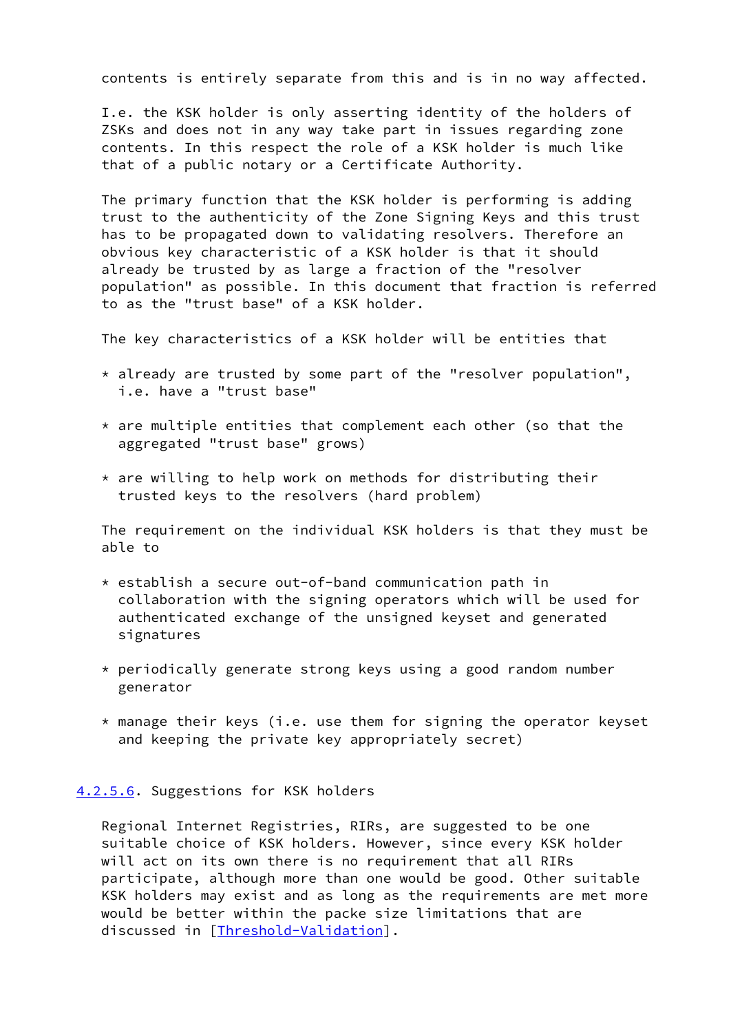contents is entirely separate from this and is in no way affected.

I.e. the KSK holder is only asserting identity of the holders of ZSKs and does not in any way take part in issues regarding zone contents. In this respect the role of a KSK holder is much like that of a public notary or a Certificate Authority.

The primary function that the KSK holder is performing is adding trust to the authenticity of the Zone Signing Keys and this trust has to be propagated down to validating resolvers. Therefore an obvious key characteristic of a KSK holder is that it should already be trusted by as large a fraction of the "resolver population" as possible. In this document that fraction is referred to as the "trust base" of a KSK holder.

The key characteristics of a KSK holder will be entities that

* already are trusted by some part of the "resolver population", i.e. have a "trust base"

* are multiple entities that complement each other (so that the aggregated "trust base" grows)

* are willing to help work on methods for distributing their trusted keys to the resolvers (hard problem)

The requirement on the individual KSK holders is that they must be able to

* establish a secure out-of-band communication path in collaboration with the signing operators which will be used for authenticated exchange of the unsigned keyset and generated signatures

* periodically generate strong keys using a good random number generator

* manage their keys (i.e. use them for signing the operator keyset and keeping the private key appropriately secret)

#### 4.2.5.6. Suggestions for KSK holders

Regional Internet Registries, RIRs, are suggested to be one suitable choice of KSK holders. However, since every KSK holder will act on its own there is no requirement that all RIRs participate, although more than one would be good. Other suitable KSK holders may exist and as long as the requirements are met more would be better within the packe size limitations that are discussed in [Threshold-Validation].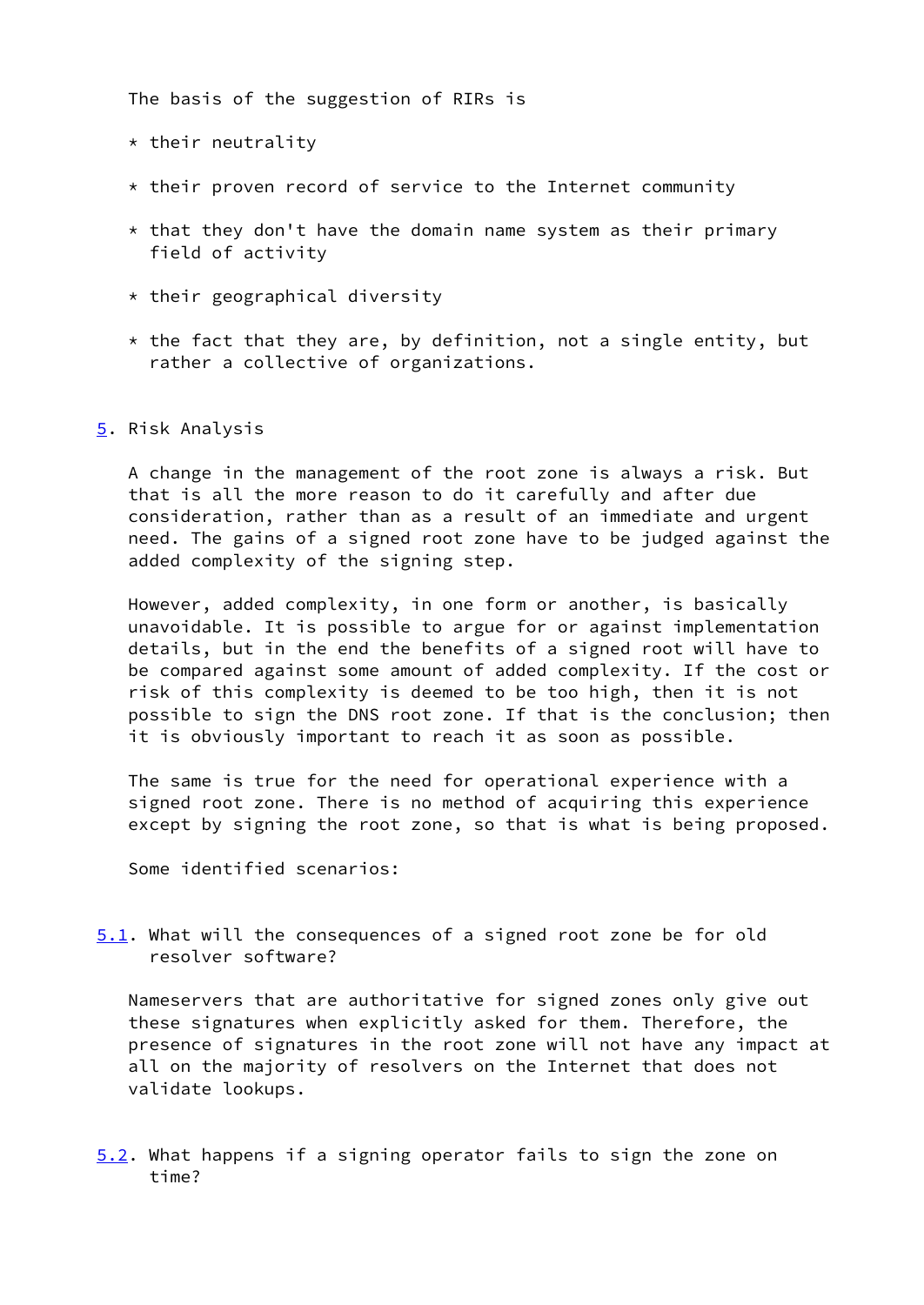The basis of the suggestion of RIRs is

* their neutrality

* their proven record of service to the Internet community

* that they don't have the domain name system as their primary field of activity

* their geographical diversity

* the fact that they are, by definition, not a single entity, but rather a collective of organizations.

## 5. Risk Analysis

A change in the management of the root zone is always a risk. But that is all the more reason to do it carefully and after due consideration, rather than as a result of an immediate and urgent need. The gains of a signed root zone have to be judged against the added complexity of the signing step.

However, added complexity, in one form or another, is basically unavoidable. It is possible to argue for or against implementation details, but in the end the benefits of a signed root will have to be compared against some amount of added complexity. If the cost or risk of this complexity is deemed to be too high, then it is not possible to sign the DNS root zone. If that is the conclusion; then it is obviously important to reach it as soon as possible.

The same is true for the need for operational experience with a signed root zone. There is no method of acquiring this experience except by signing the root zone, so that is what is being proposed.

Some identified scenarios:

### 5.1. What will the consequences of a signed root zone be for old resolver software?

Nameservers that are authoritative for signed zones only give out these signatures when explicitly asked for them. Therefore, the presence of signatures in the root zone will not have any impact at all on the majority of resolvers on the Internet that does not validate lookups.

### 5.2. What happens if a signing operator fails to sign the zone on time?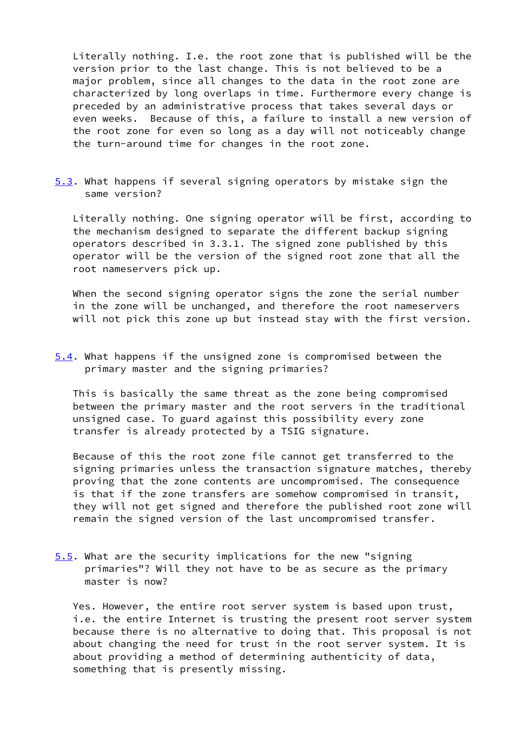Literally nothing. I.e. the root zone that is published will be the version prior to the last change. This is not believed to be a major problem, since all changes to the data in the root zone are characterized by long overlaps in time. Furthermore every change is preceded by an administrative process that takes several days or even weeks. Because of this, a failure to install a new version of the root zone for even so long as a day will not noticeably change the turn-around time for changes in the root zone.

### 5.3. What happens if several signing operators by mistake sign the same version?

Literally nothing. One signing operator will be first, according to the mechanism designed to separate the different backup signing operators described in 3.3.1. The signed zone published by this operator will be the version of the signed root zone that all the root nameservers pick up.

When the second signing operator signs the zone the serial number in the zone will be unchanged, and therefore the root nameservers will not pick this zone up but instead stay with the first version.

### 5.4. What happens if the unsigned zone is compromised between the primary master and the signing primaries?

This is basically the same threat as the zone being compromised between the primary master and the root servers in the traditional unsigned case. To guard against this possibility every zone transfer is already protected by a TSIG signature.

Because of this the root zone file cannot get transferred to the signing primaries unless the transaction signature matches, thereby proving that the zone contents are uncompromised. The consequence is that if the zone transfers are somehow compromised in transit, they will not get signed and therefore the published root zone will remain the signed version of the last uncompromised transfer.

### 5.5. What are the security implications for the new "signing primaries"? Will they not have to be as secure as the primary master is now?

Yes. However, the entire root server system is based upon trust, i.e. the entire Internet is trusting the present root server system because there is no alternative to doing that. This proposal is not about changing the need for trust in the root server system. It is about providing a method of determining authenticity of data, something that is presently missing.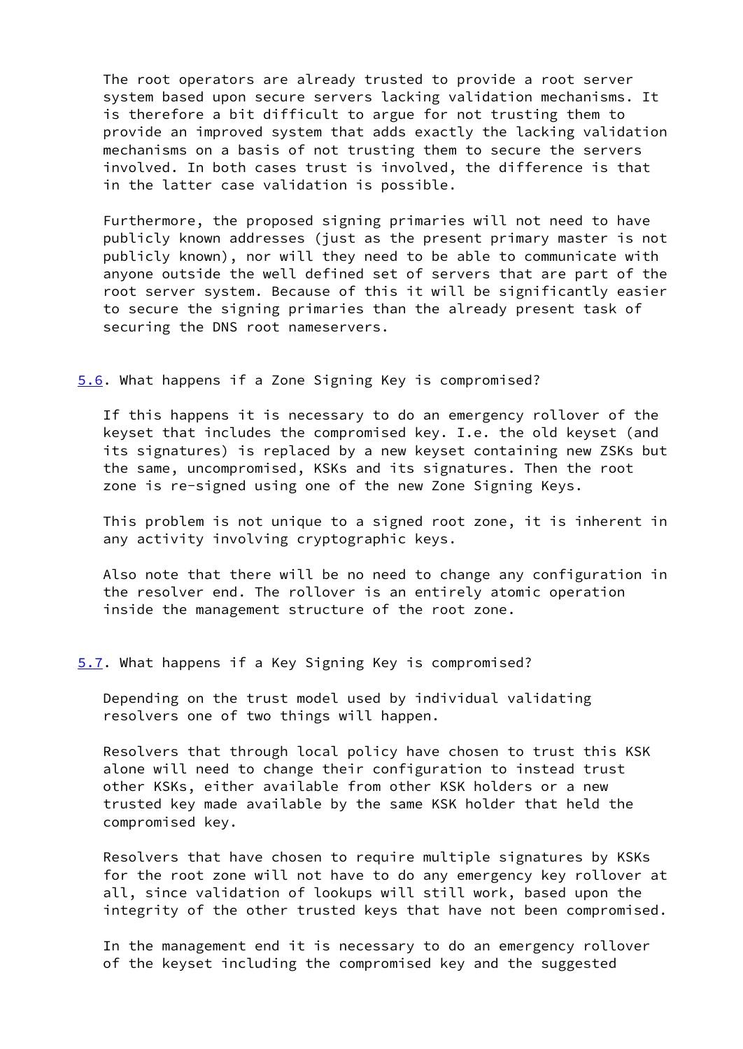The root operators are already trusted to provide a root server system based upon secure servers lacking validation mechanisms. It is therefore a bit difficult to argue for not trusting them to provide an improved system that adds exactly the lacking validation mechanisms on a basis of not trusting them to secure the servers involved. In both cases trust is involved, the difference is that in the latter case validation is possible.

Furthermore, the proposed signing primaries will not need to have publicly known addresses (just as the present primary master is not publicly known), nor will they need to be able to communicate with anyone outside the well defined set of servers that are part of the root server system. Because of this it will be significantly easier to secure the signing primaries than the already present task of securing the DNS root nameservers.

### 5.6. What happens if a Zone Signing Key is compromised?

If this happens it is necessary to do an emergency rollover of the keyset that includes the compromised key. I.e. the old keyset (and its signatures) is replaced by a new keyset containing new ZSKs but the same, uncompromised, KSKs and its signatures. Then the root zone is re-signed using one of the new Zone Signing Keys.

This problem is not unique to a signed root zone, it is inherent in any activity involving cryptographic keys.

Also note that there will be no need to change any configuration in the resolver end. The rollover is an entirely atomic operation inside the management structure of the root zone.

### 5.7. What happens if a Key Signing Key is compromised?

Depending on the trust model used by individual validating resolvers one of two things will happen.

Resolvers that through local policy have chosen to trust this KSK alone will need to change their configuration to instead trust other KSKs, either available from other KSK holders or a new trusted key made available by the same KSK holder that held the compromised key.

Resolvers that have chosen to require multiple signatures by KSKs for the root zone will not have to do any emergency key rollover at all, since validation of lookups will still work, based upon the integrity of the other trusted keys that have not been compromised.

In the management end it is necessary to do an emergency rollover of the keyset including the compromised key and the suggested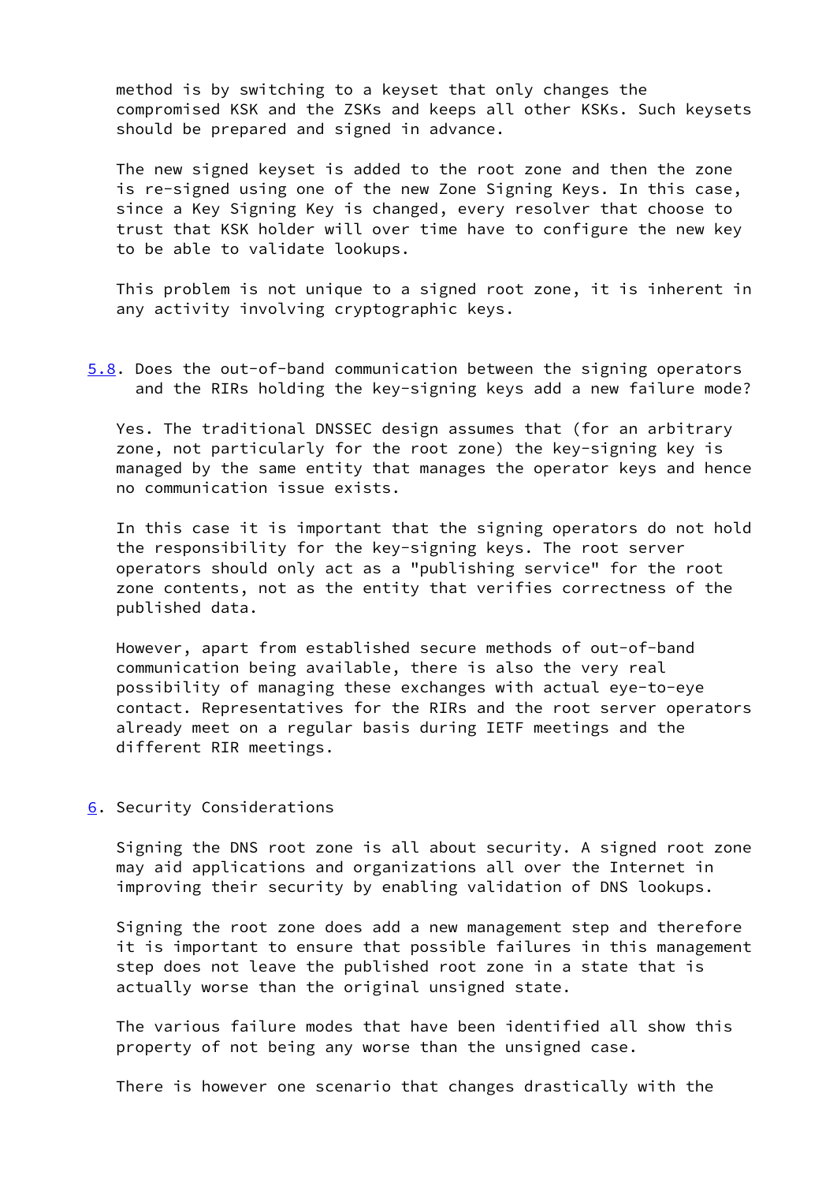method is by switching to a keyset that only changes the compromised KSK and the ZSKs and keeps all other KSKs. Such keysets should be prepared and signed in advance.

The new signed keyset is added to the root zone and then the zone is re-signed using one of the new Zone Signing Keys. In this case, since a Key Signing Key is changed, every resolver that choose to trust that KSK holder will over time have to configure the new key to be able to validate lookups.

This problem is not unique to a signed root zone, it is inherent in any activity involving cryptographic keys.

### 5.8. Does the out-of-band communication between the signing operators and the RIRs holding the key-signing keys add a new failure mode?

Yes. The traditional DNSSEC design assumes that (for an arbitrary zone, not particularly for the root zone) the key-signing key is managed by the same entity that manages the operator keys and hence no communication issue exists.

In this case it is important that the signing operators do not hold the responsibility for the key-signing keys. The root server operators should only act as a "publishing service" for the root zone contents, not as the entity that verifies correctness of the published data.

However, apart from established secure methods of out-of-band communication being available, there is also the very real possibility of managing these exchanges with actual eye-to-eye contact. Representatives for the RIRs and the root server operators already meet on a regular basis during IETF meetings and the different RIR meetings.

## 6. Security Considerations

Signing the DNS root zone is all about security. A signed root zone may aid applications and organizations all over the Internet in improving their security by enabling validation of DNS lookups.

Signing the root zone does add a new management step and therefore it is important to ensure that possible failures in this management step does not leave the published root zone in a state that is actually worse than the original unsigned state.

The various failure modes that have been identified all show this property of not being any worse than the unsigned case.

There is however one scenario that changes drastically with the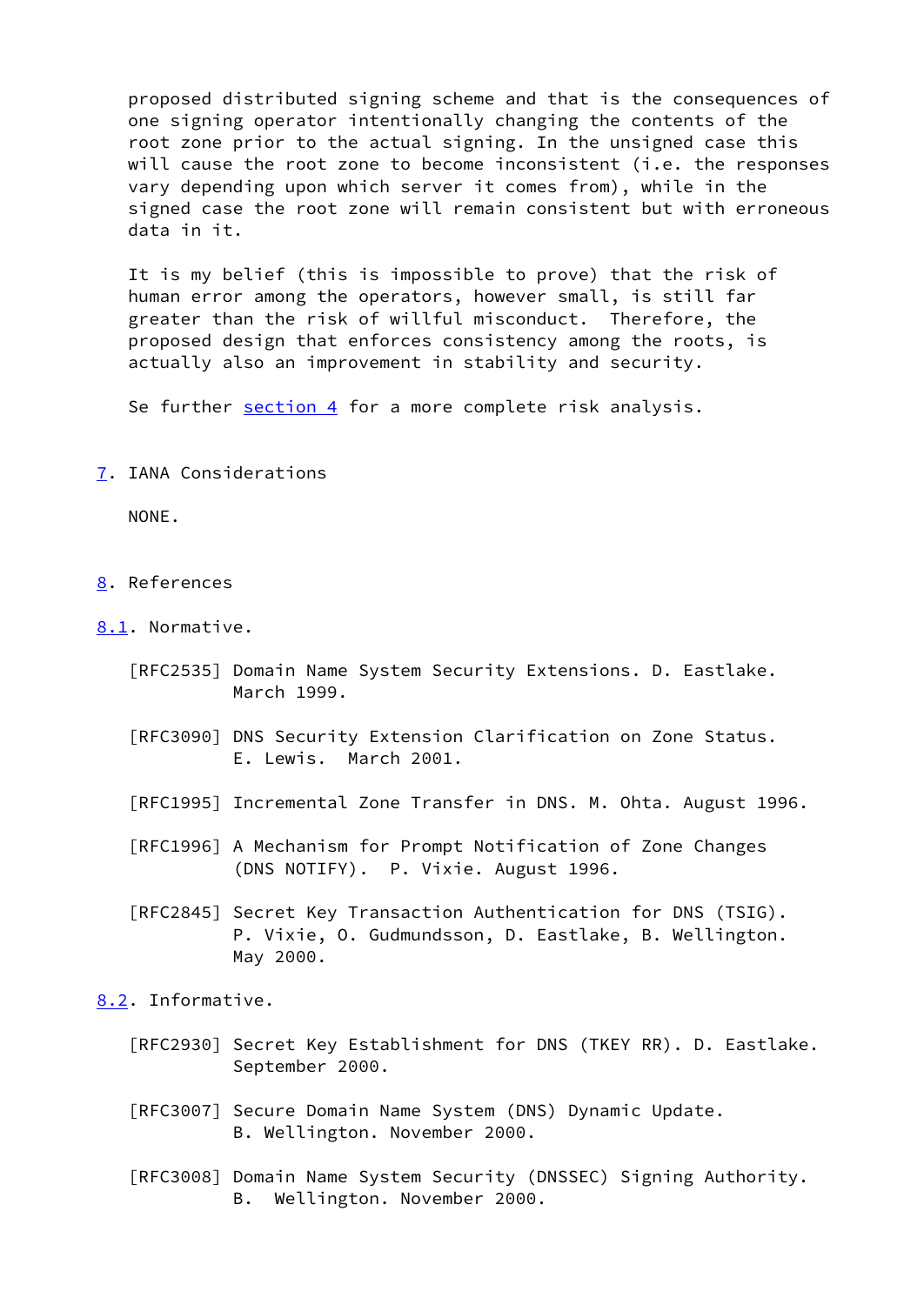proposed distributed signing scheme and that is the consequences of one signing operator intentionally changing the contents of the root zone prior to the actual signing. In the unsigned case this will cause the root zone to become inconsistent (i.e. the responses vary depending upon which server it comes from), while in the signed case the root zone will remain consistent but with erroneous data in it.

It is my belief (this is impossible to prove) that the risk of human error among the operators, however small, is still far greater than the risk of willful misconduct.  Therefore, the proposed design that enforces consistency among the roots, is actually also an improvement in stability and security.

Se further section 4 for a more complete risk analysis.

## 7. IANA Considerations

NONE.

## 8. References

### 8.1. Normative.

[RFC2535] Domain Name System Security Extensions. D. Eastlake. March 1999.

[RFC3090] DNS Security Extension Clarification on Zone Status. E. Lewis.  March 2001.

[RFC1995] Incremental Zone Transfer in DNS. M. Ohta. August 1996.

[RFC1996] A Mechanism for Prompt Notification of Zone Changes (DNS NOTIFY).  P. Vixie. August 1996.

[RFC2845] Secret Key Transaction Authentication for DNS (TSIG). P. Vixie, O. Gudmundsson, D. Eastlake, B. Wellington. May 2000.

### 8.2. Informative.

[RFC2930] Secret Key Establishment for DNS (TKEY RR). D. Eastlake. September 2000.

[RFC3007] Secure Domain Name System (DNS) Dynamic Update. B. Wellington. November 2000.

[RFC3008] Domain Name System Security (DNSSEC) Signing Authority. B.  Wellington. November 2000.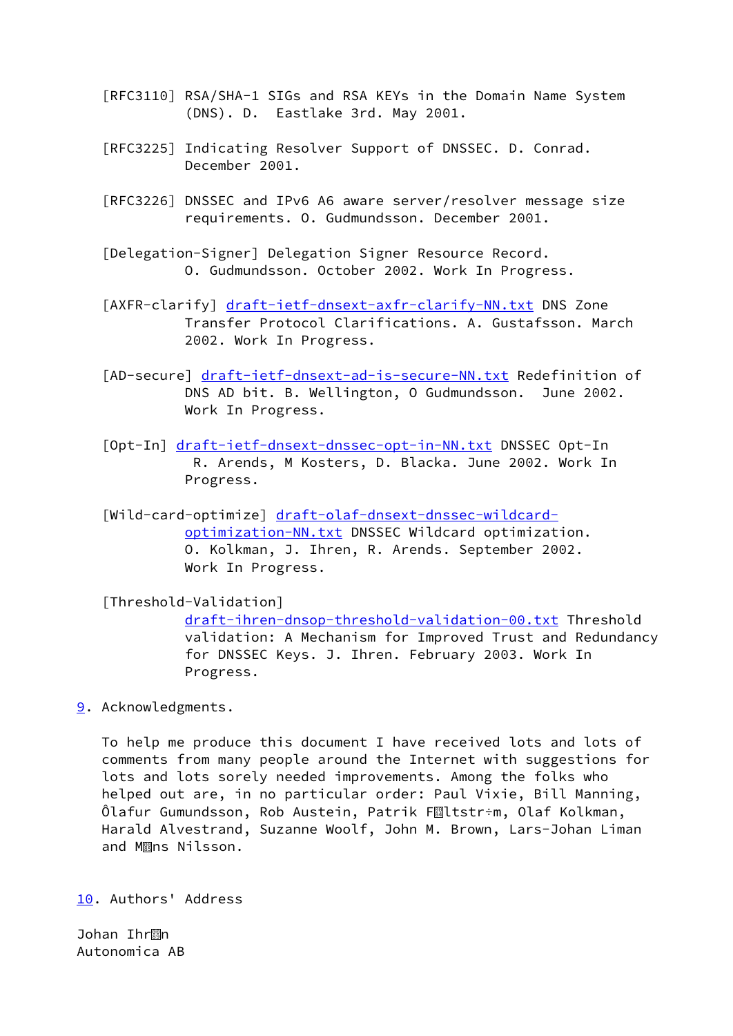[RFC3110] RSA/SHA-1 SIGs and RSA KEYs in the Domain Name System (DNS). D. Eastlake 3rd. May 2001.

[RFC3225] Indicating Resolver Support of DNSSEC. D. Conrad. December 2001.

[RFC3226] DNSSEC and IPv6 A6 aware server/resolver message size requirements. O. Gudmundsson. December 2001.

[Delegation-Signer] Delegation Signer Resource Record. O. Gudmundsson. October 2002. Work In Progress.

[AXFR-clarify] draft-ietf-dnsext-axfr-clarify-NN.txt DNS Zone Transfer Protocol Clarifications. A. Gustafsson. March 2002. Work In Progress.

[AD-secure] draft-ietf-dnsext-ad-is-secure-NN.txt Redefinition of DNS AD bit. B. Wellington, O Gudmundsson. June 2002. Work In Progress.

[Opt-In] draft-ietf-dnsext-dnssec-opt-in-NN.txt DNSSEC Opt-In R. Arends, M Kosters, D. Blacka. June 2002. Work In Progress.

[Wild-card-optimize] draft-olaf-dnsext-dnssec-wildcard-optimization-NN.txt DNSSEC Wildcard optimization. O. Kolkman, J. Ihren, R. Arends. September 2002. Work In Progress.

[Threshold-Validation] draft-ihren-dnsop-threshold-validation-00.txt Threshold validation: A Mechanism for Improved Trust and Redundancy for DNSSEC Keys. J. Ihren. February 2003. Work In Progress.

## 9. Acknowledgments.

To help me produce this document I have received lots and lots of comments from many people around the Internet with suggestions for lots and lots sorely needed improvements. Among the folks who helped out are, in no particular order: Paul Vixie, Bill Manning, Ôlafur Gumundsson, Rob Austein, Patrik F�ltstr÷m, Olaf Kolkman, Harald Alvestrand, Suzanne Woolf, John M. Brown, Lars-Johan Liman and M�ns Nilsson.

## 10. Authors' Address

Johan Ihr�n
Autonomica AB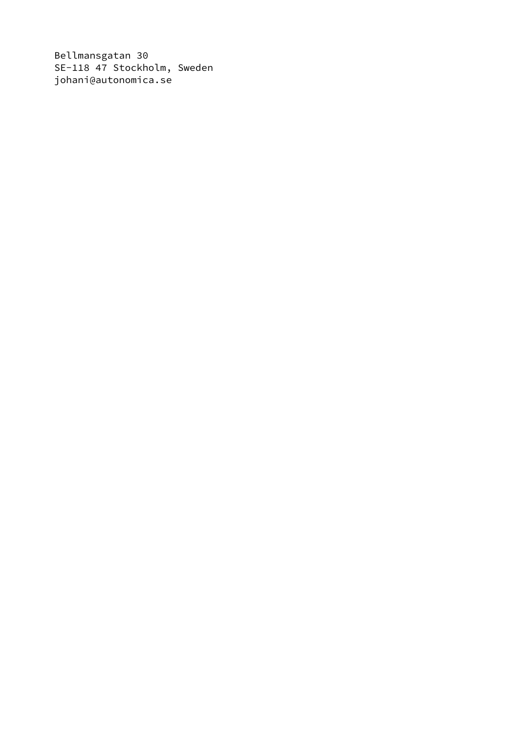Bellmansgatan 30
SE-118 47 Stockholm, Sweden
johani@autonomica.se